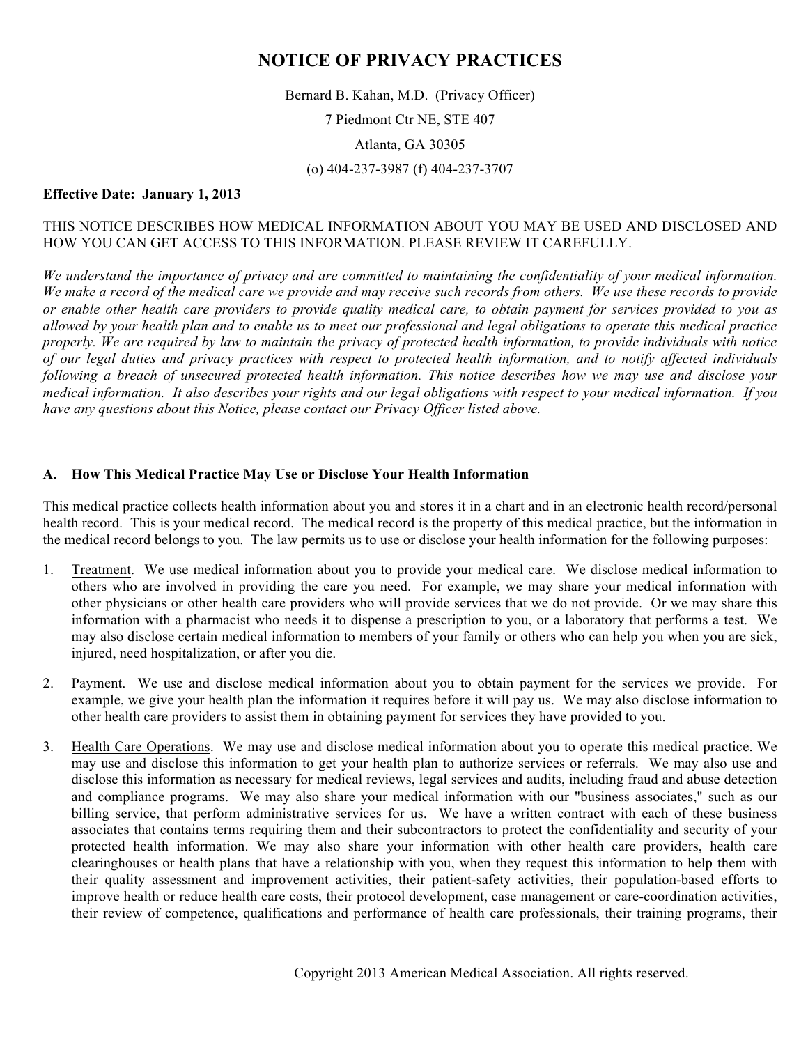# NOTICE OF PRIVACY PRACTICES

Bernard B. Kahan, M.D. (Privacy Officer)

7 Piedmont Ctr NE, STE 407

Atlanta, GA 30305

(o) 404-237-3987 (f) 404-237-3707

**Effective Date: January 1, 2013**

THIS NOTICE DESCRIBES HOW MEDICAL INFORMATION ABOUT YOU MAY BE USED AND DISCLOSED AND HOW YOU CAN GET ACCESS TO THIS INFORMATION. PLEASE REVIEW IT CAREFULLY.

*We understand the importance of privacy and are committed to maintaining the confidentiality of your medical information. We make a record of the medical care we provide and may receive such records from others. We use these records to provide or enable other health care providers to provide quality medical care, to obtain payment for services provided to you as allowed by your health plan and to enable us to meet our professional and legal obligations to operate this medical practice properly. We are required by law to maintain the privacy of protected health information, to provide individuals with notice of our legal duties and privacy practices with respect to protected health information, and to notify affected individuals following a breach of unsecured protected health information. This notice describes how we may use and disclose your medical information. It also describes your rights and our legal obligations with respect to your medical information. If you have any questions about this Notice, please contact our Privacy Officer listed above.*

## A. How This Medical Practice May Use or Disclose Your Health Information

This medical practice collects health information about you and stores it in a chart and in an electronic health record/personal health record. This is your medical record. The medical record is the property of this medical practice, but the information in the medical record belongs to you. The law permits us to use or disclose your health information for the following purposes:

1. Treatment. We use medical information about you to provide your medical care. We disclose medical information to others who are involved in providing the care you need. For example, we may share your medical information with other physicians or other health care providers who will provide services that we do not provide. Or we may share this information with a pharmacist who needs it to dispense a prescription to you, or a laboratory that performs a test. We may also disclose certain medical information to members of your family or others who can help you when you are sick, injured, need hospitalization, or after you die.

2. Payment. We use and disclose medical information about you to obtain payment for the services we provide. For example, we give your health plan the information it requires before it will pay us. We may also disclose information to other health care providers to assist them in obtaining payment for services they have provided to you.

3. Health Care Operations. We may use and disclose medical information about you to operate this medical practice. We may use and disclose this information to get your health plan to authorize services or referrals. We may also use and disclose this information as necessary for medical reviews, legal services and audits, including fraud and abuse detection and compliance programs. We may also share your medical information with our "business associates," such as our billing service, that perform administrative services for us. We have a written contract with each of these business associates that contains terms requiring them and their subcontractors to protect the confidentiality and security of your protected health information. We may also share your information with other health care providers, health care clearinghouses or health plans that have a relationship with you, when they request this information to help them with their quality assessment and improvement activities, their patient-safety activities, their population-based efforts to improve health or reduce health care costs, their protocol development, case management or care-coordination activities, their review of competence, qualifications and performance of health care professionals, their training programs, their

Copyright 2013 American Medical Association. All rights reserved.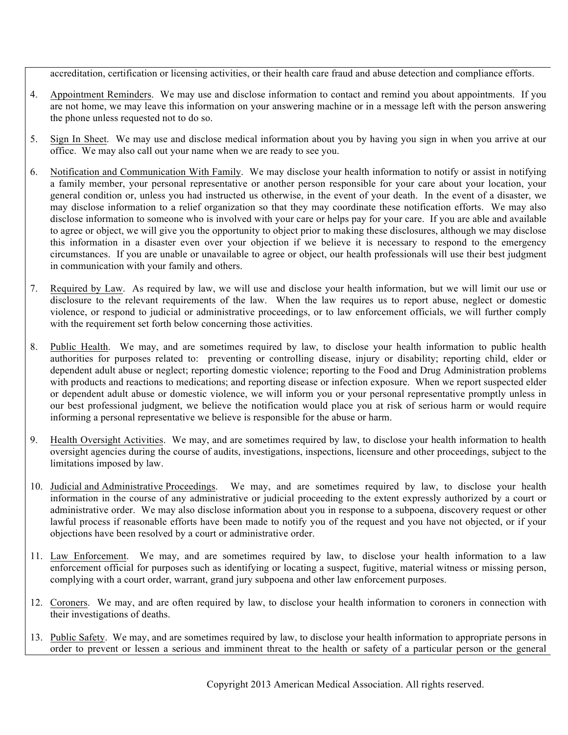accreditation, certification or licensing activities, or their health care fraud and abuse detection and compliance efforts.

4. Appointment Reminders. We may use and disclose information to contact and remind you about appointments. If you are not home, we may leave this information on your answering machine or in a message left with the person answering the phone unless requested not to do so.

5. Sign In Sheet. We may use and disclose medical information about you by having you sign in when you arrive at our office. We may also call out your name when we are ready to see you.

6. Notification and Communication With Family. We may disclose your health information to notify or assist in notifying a family member, your personal representative or another person responsible for your care about your location, your general condition or, unless you had instructed us otherwise, in the event of your death. In the event of a disaster, we may disclose information to a relief organization so that they may coordinate these notification efforts. We may also disclose information to someone who is involved with your care or helps pay for your care. If you are able and available to agree or object, we will give you the opportunity to object prior to making these disclosures, although we may disclose this information in a disaster even over your objection if we believe it is necessary to respond to the emergency circumstances. If you are unable or unavailable to agree or object, our health professionals will use their best judgment in communication with your family and others.

7. Required by Law. As required by law, we will use and disclose your health information, but we will limit our use or disclosure to the relevant requirements of the law. When the law requires us to report abuse, neglect or domestic violence, or respond to judicial or administrative proceedings, or to law enforcement officials, we will further comply with the requirement set forth below concerning those activities.

8. Public Health. We may, and are sometimes required by law, to disclose your health information to public health authorities for purposes related to: preventing or controlling disease, injury or disability; reporting child, elder or dependent adult abuse or neglect; reporting domestic violence; reporting to the Food and Drug Administration problems with products and reactions to medications; and reporting disease or infection exposure. When we report suspected elder or dependent adult abuse or domestic violence, we will inform you or your personal representative promptly unless in our best professional judgment, we believe the notification would place you at risk of serious harm or would require informing a personal representative we believe is responsible for the abuse or harm.

9. Health Oversight Activities. We may, and are sometimes required by law, to disclose your health information to health oversight agencies during the course of audits, investigations, inspections, licensure and other proceedings, subject to the limitations imposed by law.

10. Judicial and Administrative Proceedings. We may, and are sometimes required by law, to disclose your health information in the course of any administrative or judicial proceeding to the extent expressly authorized by a court or administrative order. We may also disclose information about you in response to a subpoena, discovery request or other lawful process if reasonable efforts have been made to notify you of the request and you have not objected, or if your objections have been resolved by a court or administrative order.

11. Law Enforcement. We may, and are sometimes required by law, to disclose your health information to a law enforcement official for purposes such as identifying or locating a suspect, fugitive, material witness or missing person, complying with a court order, warrant, grand jury subpoena and other law enforcement purposes.

12. Coroners. We may, and are often required by law, to disclose your health information to coroners in connection with their investigations of deaths.

13. Public Safety. We may, and are sometimes required by law, to disclose your health information to appropriate persons in order to prevent or lessen a serious and imminent threat to the health or safety of a particular person or the general

Copyright 2013 American Medical Association. All rights reserved.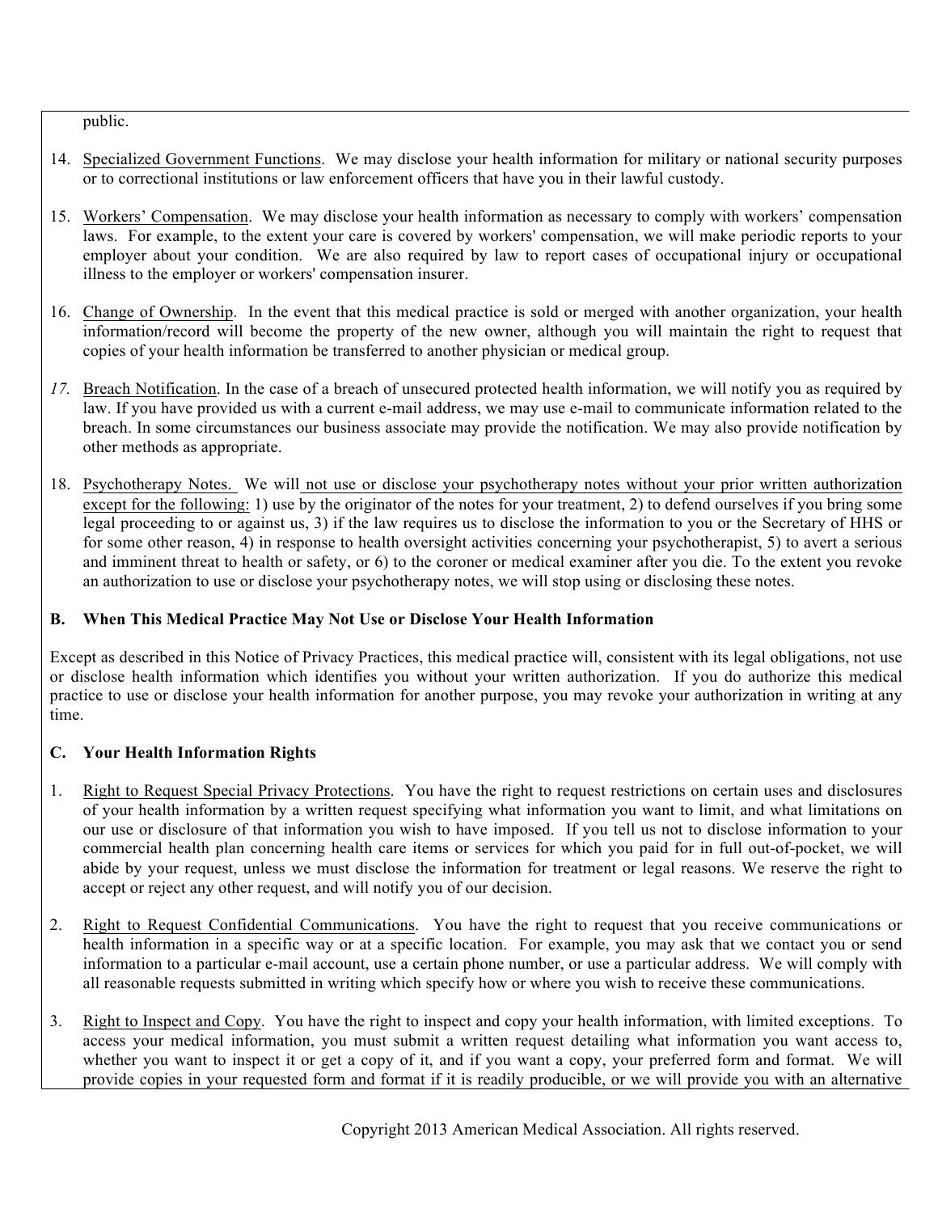public.

14. Specialized Government Functions. We may disclose your health information for military or national security purposes or to correctional institutions or law enforcement officers that have you in their lawful custody.

15. Workers' Compensation. We may disclose your health information as necessary to comply with workers' compensation laws. For example, to the extent your care is covered by workers' compensation, we will make periodic reports to your employer about your condition. We are also required by law to report cases of occupational injury or occupational illness to the employer or workers' compensation insurer.

16. Change of Ownership. In the event that this medical practice is sold or merged with another organization, your health information/record will become the property of the new owner, although you will maintain the right to request that copies of your health information be transferred to another physician or medical group.

17. Breach Notification. In the case of a breach of unsecured protected health information, we will notify you as required by law. If you have provided us with a current e-mail address, we may use e-mail to communicate information related to the breach. In some circumstances our business associate may provide the notification. We may also provide notification by other methods as appropriate.

18. Psychotherapy Notes. We will not use or disclose your psychotherapy notes without your prior written authorization except for the following: 1) use by the originator of the notes for your treatment, 2) to defend ourselves if you bring some legal proceeding to or against us, 3) if the law requires us to disclose the information to you or the Secretary of HHS or for some other reason, 4) in response to health oversight activities concerning your psychotherapist, 5) to avert a serious and imminent threat to health or safety, or 6) to the coroner or medical examiner after you die. To the extent you revoke an authorization to use or disclose your psychotherapy notes, we will stop using or disclosing these notes.

### B. When This Medical Practice May Not Use or Disclose Your Health Information

Except as described in this Notice of Privacy Practices, this medical practice will, consistent with its legal obligations, not use or disclose health information which identifies you without your written authorization. If you do authorize this medical practice to use or disclose your health information for another purpose, you may revoke your authorization in writing at any time.

### C. Your Health Information Rights

1. Right to Request Special Privacy Protections. You have the right to request restrictions on certain uses and disclosures of your health information by a written request specifying what information you want to limit, and what limitations on our use or disclosure of that information you wish to have imposed. If you tell us not to disclose information to your commercial health plan concerning health care items or services for which you paid for in full out-of-pocket, we will abide by your request, unless we must disclose the information for treatment or legal reasons. We reserve the right to accept or reject any other request, and will notify you of our decision.

2. Right to Request Confidential Communications. You have the right to request that you receive communications or health information in a specific way or at a specific location. For example, you may ask that we contact you or send information to a particular e-mail account, use a certain phone number, or use a particular address. We will comply with all reasonable requests submitted in writing which specify how or where you wish to receive these communications.

3. Right to Inspect and Copy. You have the right to inspect and copy your health information, with limited exceptions. To access your medical information, you must submit a written request detailing what information you want access to, whether you want to inspect it or get a copy of it, and if you want a copy, your preferred form and format. We will provide copies in your requested form and format if it is readily producible, or we will provide you with an alternative

Copyright 2013 American Medical Association. All rights reserved.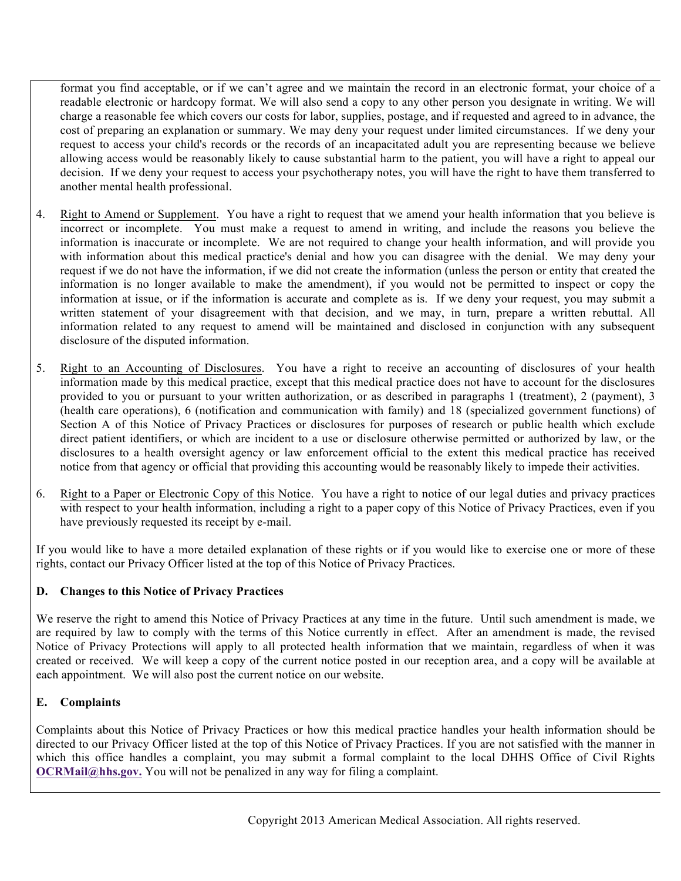format you find acceptable, or if we can't agree and we maintain the record in an electronic format, your choice of a readable electronic or hardcopy format. We will also send a copy to any other person you designate in writing. We will charge a reasonable fee which covers our costs for labor, supplies, postage, and if requested and agreed to in advance, the cost of preparing an explanation or summary. We may deny your request under limited circumstances. If we deny your request to access your child's records or the records of an incapacitated adult you are representing because we believe allowing access would be reasonably likely to cause substantial harm to the patient, you will have a right to appeal our decision. If we deny your request to access your psychotherapy notes, you will have the right to have them transferred to another mental health professional.

4. Right to Amend or Supplement. You have a right to request that we amend your health information that you believe is incorrect or incomplete. You must make a request to amend in writing, and include the reasons you believe the information is inaccurate or incomplete. We are not required to change your health information, and will provide you with information about this medical practice's denial and how you can disagree with the denial. We may deny your request if we do not have the information, if we did not create the information (unless the person or entity that created the information is no longer available to make the amendment), if you would not be permitted to inspect or copy the information at issue, or if the information is accurate and complete as is. If we deny your request, you may submit a written statement of your disagreement with that decision, and we may, in turn, prepare a written rebuttal. All information related to any request to amend will be maintained and disclosed in conjunction with any subsequent disclosure of the disputed information.

5. Right to an Accounting of Disclosures. You have a right to receive an accounting of disclosures of your health information made by this medical practice, except that this medical practice does not have to account for the disclosures provided to you or pursuant to your written authorization, or as described in paragraphs 1 (treatment), 2 (payment), 3 (health care operations), 6 (notification and communication with family) and 18 (specialized government functions) of Section A of this Notice of Privacy Practices or disclosures for purposes of research or public health which exclude direct patient identifiers, or which are incident to a use or disclosure otherwise permitted or authorized by law, or the disclosures to a health oversight agency or law enforcement official to the extent this medical practice has received notice from that agency or official that providing this accounting would be reasonably likely to impede their activities.

6. Right to a Paper or Electronic Copy of this Notice. You have a right to notice of our legal duties and privacy practices with respect to your health information, including a right to a paper copy of this Notice of Privacy Practices, even if you have previously requested its receipt by e-mail.

If you would like to have a more detailed explanation of these rights or if you would like to exercise one or more of these rights, contact our Privacy Officer listed at the top of this Notice of Privacy Practices.

## D. Changes to this Notice of Privacy Practices

We reserve the right to amend this Notice of Privacy Practices at any time in the future. Until such amendment is made, we are required by law to comply with the terms of this Notice currently in effect. After an amendment is made, the revised Notice of Privacy Protections will apply to all protected health information that we maintain, regardless of when it was created or received. We will keep a copy of the current notice posted in our reception area, and a copy will be available at each appointment. We will also post the current notice on our website.

## E. Complaints

Complaints about this Notice of Privacy Practices or how this medical practice handles your health information should be directed to our Privacy Officer listed at the top of this Notice of Privacy Practices. If you are not satisfied with the manner in which this office handles a complaint, you may submit a formal complaint to the local DHHS Office of Civil Rights **OCRMail@hhs.gov.** You will not be penalized in any way for filing a complaint.

Copyright 2013 American Medical Association. All rights reserved.